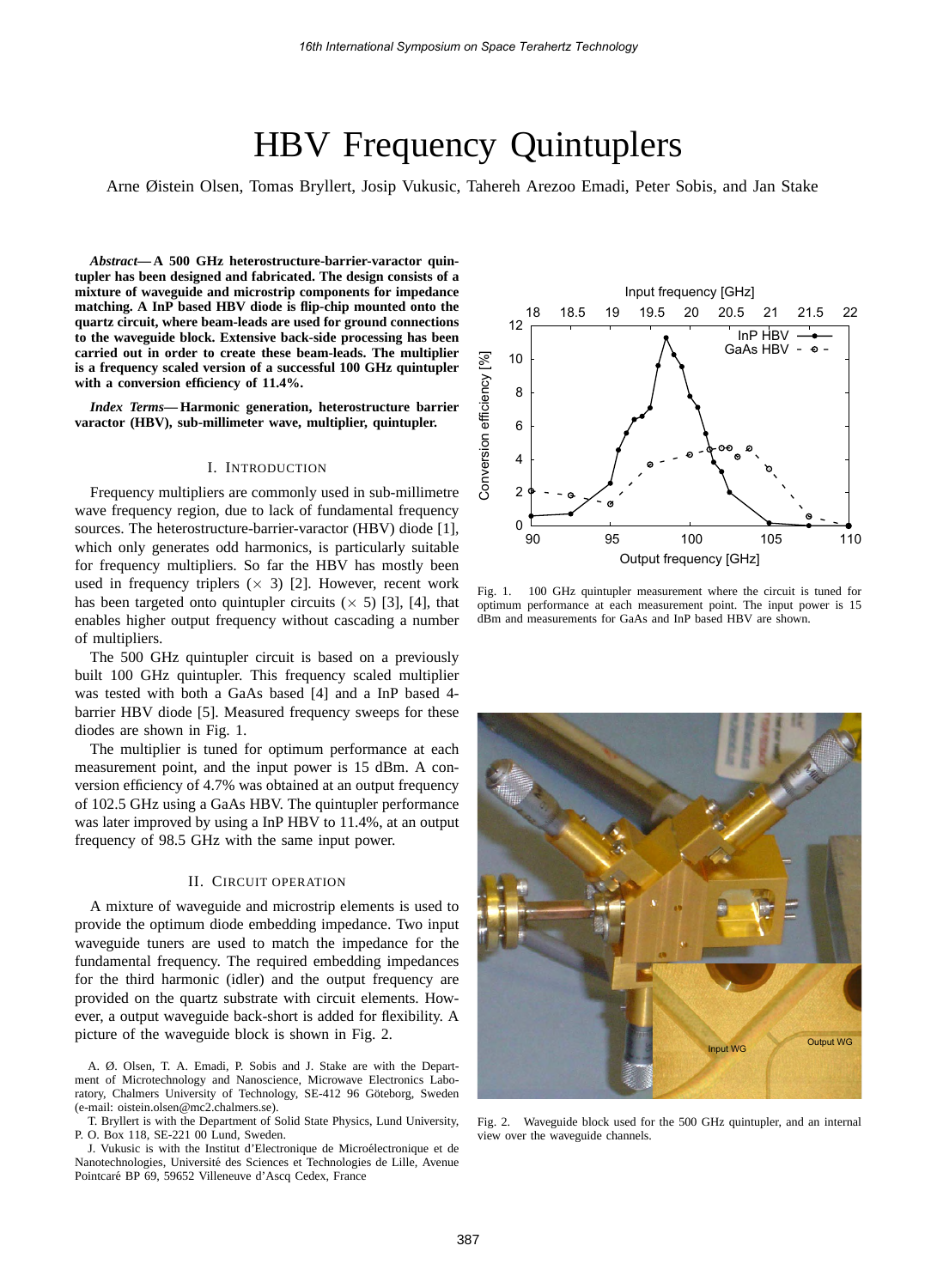# HBV Frequency Quintuplers

Arne Øistein Olsen, Tomas Bryllert, Josip Vukusic, Tahereh Arezoo Emadi, Peter Sobis, and Jan Stake

***Abstract*— A 500 GHz heterostructure-barrier-varactor quintupler has been designed and fabricated. The design consists of a mixture of waveguide and microstrip components for impedance matching. A InP based HBV diode is flip-chip mounted onto the quartz circuit, where beam-leads are used for ground connections to the waveguide block. Extensive back-side processing has been carried out in order to create these beam-leads. The multiplier is a frequency scaled version of a successful 100 GHz quintupler with a conversion efficiency of 11.4%.**

***Index Terms*— Harmonic generation, heterostructure barrier varactor (HBV), sub-millimeter wave, multiplier, quintupler.**

## I. Introduction

Frequency multipliers are commonly used in sub-millimetre wave frequency region, due to lack of fundamental frequency sources. The heterostructure-barrier-varactor (HBV) diode [1], which only generates odd harmonics, is particularly suitable for frequency multipliers. So far the HBV has mostly been used in frequency triplers (× 3) [2]. However, recent work has been targeted onto quintupler circuits (× 5) [3], [4], that enables higher output frequency without cascading a number of multipliers.

The 500 GHz quintupler circuit is based on a previously built 100 GHz quintupler. This frequency scaled multiplier was tested with both a GaAs based [4] and a InP based 4-barrier HBV diode [5]. Measured frequency sweeps for these diodes are shown in Fig. 1.

The multiplier is tuned for optimum performance at each measurement point, and the input power is 15 dBm. A conversion efficiency of 4.7% was obtained at an output frequency of 102.5 GHz using a GaAs HBV. The quintupler performance was later improved by using a InP HBV to 11.4%, at an output frequency of 98.5 GHz with the same input power.

## II. Circuit Operation

A mixture of waveguide and microstrip elements is used to provide the optimum diode embedding impedance. Two input waveguide tuners are used to match the impedance for the fundamental frequency. The required embedding impedances for the third harmonic (idler) and the output frequency are provided on the quartz substrate with circuit elements. However, a output waveguide back-short is added for flexibility. A picture of the waveguide block is shown in Fig. 2.

A. Ø. Olsen, T. A. Emadi, P. Sobis and J. Stake are with the Department of Microtechnology and Nanoscience, Microwave Electronics Laboratory, Chalmers University of Technology, SE-412 96 Göteborg, Sweden (e-mail: oistein.olsen@mc2.chalmers.se).

T. Bryllert is with the Department of Solid State Physics, Lund University, P. O. Box 118, SE-221 00 Lund, Sweden.

J. Vukusic is with the Institut d'Electronique de Microéelectronique et de Nanotechnologies, Université des Sciences et Technologies de Lille, Avenue Pointcaré BP 69, 59652 Villeneuve d'Ascq Cedex, France

Fig. 1. 100 GHz quintupler measurement where the circuit is tuned for optimum performance at each measurement point. The input power is 15 dBm and measurements for GaAs and InP based HBV are shown.

Fig. 2. Waveguide block used for the 500 GHz quintupler, and an internal view over the waveguide channels.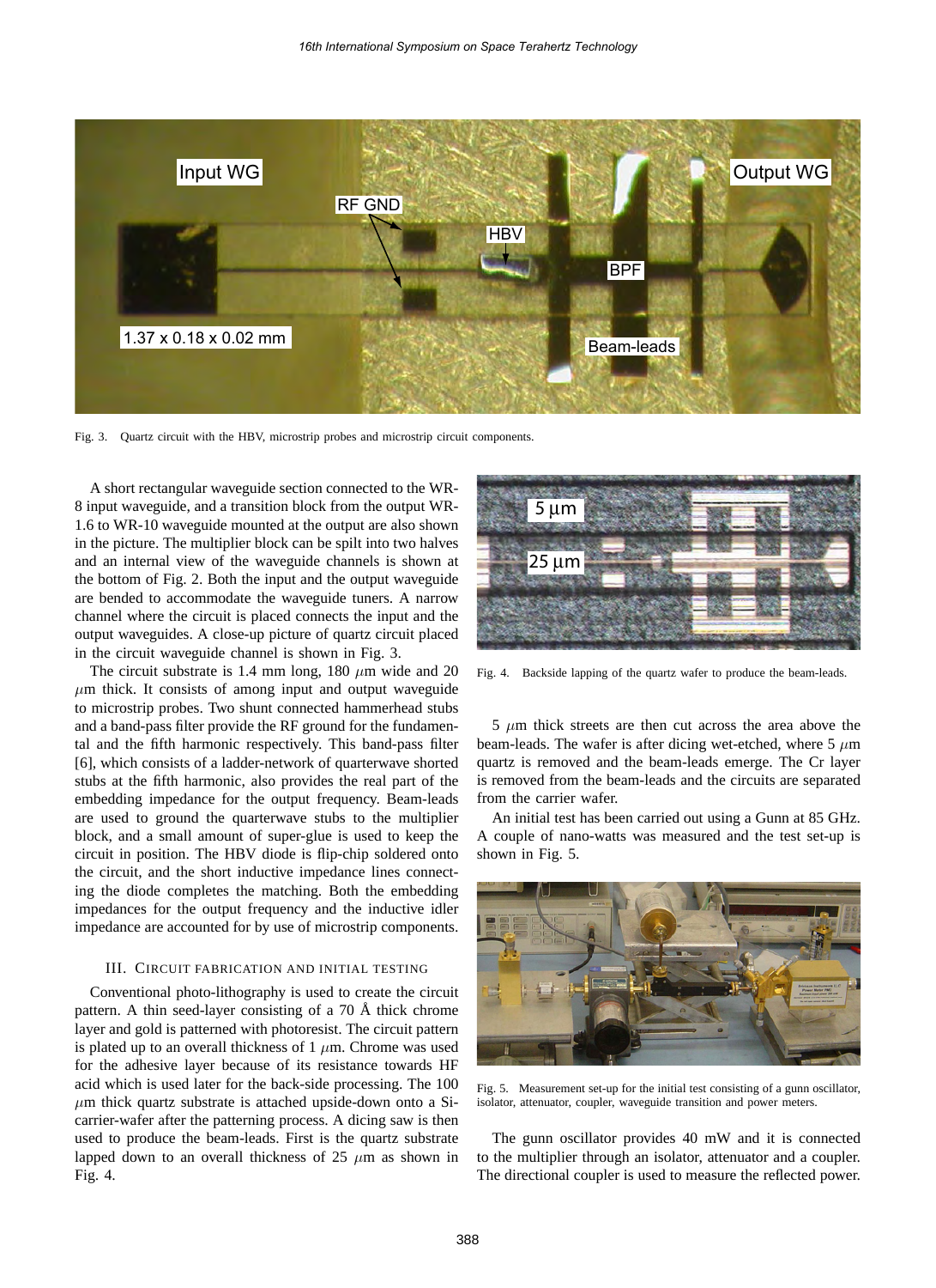Fig. 3. Quartz circuit with the HBV, microstrip probes and microstrip circuit components.

A short rectangular waveguide section connected to the WR-8 input waveguide, and a transition block from the output WR-1.6 to WR-10 waveguide mounted at the output are also shown in the picture. The multiplier block can be spilt into two halves and an internal view of the waveguide channels is shown at the bottom of Fig. 2. Both the input and the output waveguide are bended to accommodate the waveguide tuners. A narrow channel where the circuit is placed connects the input and the output waveguides. A close-up picture of quartz circuit placed in the circuit waveguide channel is shown in Fig. 3.

The circuit substrate is 1.4 mm long, 180 $\mu$m wide and 20 $\mu$m thick. It consists of among input and output waveguide to microstrip probes. Two shunt connected hammerhead stubs and a band-pass filter provide the RF ground for the fundamental and the fifth harmonic respectively. This band-pass filter [6], which consists of a ladder-network of quarterwave shorted stubs at the fifth harmonic, also provides the real part of the embedding impedance for the output frequency. Beam-leads are used to ground the quarterwave stubs to the multiplier block, and a small amount of super-glue is used to keep the circuit in position. The HBV diode is flip-chip soldered onto the circuit, and the short inductive impedance lines connecting the diode completes the matching. Both the embedding impedances for the output frequency and the inductive idler impedance are accounted for by use of microstrip components.

### III. Circuit Fabrication and Initial Testing

Conventional photo-lithography is used to create the circuit pattern. A thin seed-layer consisting of a 70 Å thick chrome layer and gold is patterned with photoresist. The circuit pattern is plated up to an overall thickness of 1 $\mu$m. Chrome was used for the adhesive layer because of its resistance towards HF acid which is used later for the back-side processing. The 100 $\mu$m thick quartz substrate is attached upside-down onto a Si-carrier-wafer after the patterning process. A dicing saw is then used to produce the beam-leads. First is the quartz substrate lapped down to an overall thickness of 25 $\mu$m as shown in Fig. 4.

Fig. 4. Backside lapping of the quartz wafer to produce the beam-leads.

5 $\mu$m thick streets are then cut across the area above the beam-leads. The wafer is after dicing wet-etched, where 5 $\mu$m quartz is removed and the beam-leads emerge. The Cr layer is removed from the beam-leads and the circuits are separated from the carrier wafer.

An initial test has been carried out using a Gunn at 85 GHz. A couple of nano-watts was measured and the test set-up is shown in Fig. 5.

Fig. 5. Measurement set-up for the initial test consisting of a gunn oscillator, isolator, attenuator, coupler, waveguide transition and power meters.

The gunn oscillator provides 40 mW and it is connected to the multiplier through an isolator, attenuator and a coupler. The directional coupler is used to measure the reflected power.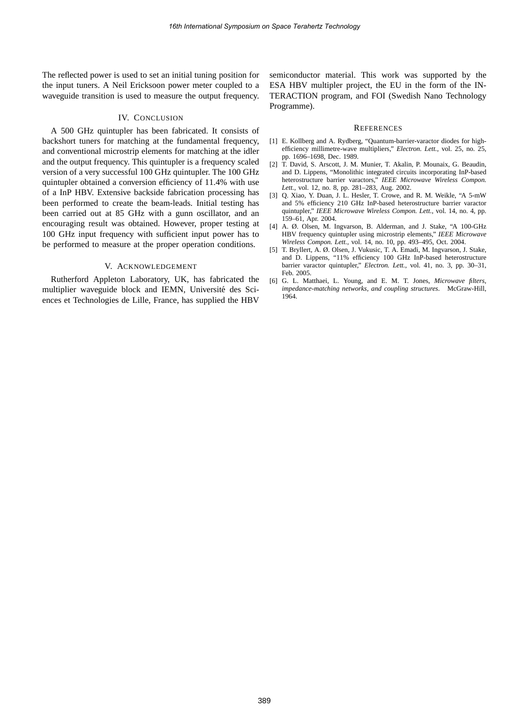The reflected power is used to set an initial tuning position for the input tuners. A Neil Ericksoon power meter coupled to a waveguide transition is used to measure the output frequency.

## IV. Conclusion

A 500 GHz quintupler has been fabricated. It consists of backshort tuners for matching at the fundamental frequency, and conventional microstrip elements for matching at the idler and the output frequency. This quintupler is a frequency scaled version of a very successful 100 GHz quintupler. The 100 GHz quintupler obtained a conversion efficiency of 11.4% with use of a InP HBV. Extensive backside fabrication processing has been performed to create the beam-leads. Initial testing has been carried out at 85 GHz with a gunn oscillator, and an encouraging result was obtained. However, proper testing at 100 GHz input frequency with sufficient input power has to be performed to measure at the proper operation conditions.

## V. Acknowledgement

Rutherford Appleton Laboratory, UK, has fabricated the multiplier waveguide block and IEMN, Université des Sciences et Technologies de Lille, France, has supplied the HBV semiconductor material. This work was supported by the ESA HBV multipler project, the EU in the form of the INTERACTION program, and FOI (Swedish Nano Technology Programme).

## References

[1] E. Kollberg and A. Rydberg, "Quantum-barrier-varactor diodes for high-efficiency millimetre-wave multipliers," *Electron. Lett.*, vol. 25, no. 25, pp. 1696–1698, Dec. 1989.

[2] T. David, S. Arscott, J. M. Munier, T. Akalin, P. Mounaix, G. Beaudin, and D. Lippens, "Monolithic integrated circuits incorporating InP-based heterostructure barrier varactors," *IEEE Microwave Wireless Compon. Lett.*, vol. 12, no. 8, pp. 281–283, Aug. 2002.

[3] Q. Xiao, Y. Duan, J. L. Hesler, T. Crowe, and R. M. Weikle, "A 5-mW and 5% efficiency 210 GHz InP-based heterostructure barrier varactor quintupler," *IEEE Microwave Wireless Compon. Lett.*, vol. 14, no. 4, pp. 159–61, Apr. 2004.

[4] A. Ø. Olsen, M. Ingvarson, B. Alderman, and J. Stake, "A 100-GHz HBV frequency quintupler using microstrip elements," *IEEE Microwave Wireless Compon. Lett.*, vol. 14, no. 10, pp. 493–495, Oct. 2004.

[5] T. Bryllert, A. Ø. Olsen, J. Vukusic, T. A. Emadi, M. Ingvarson, J. Stake, and D. Lippens, "11% efficiency 100 GHz InP-based heterostructure barrier varactor quintupler," *Electron. Lett.*, vol. 41, no. 3, pp. 30–31, Feb. 2005.

[6] G. L. Matthaei, L. Young, and E. M. T. Jones, *Microwave filters, impedance-matching networks, and coupling structures*. McGraw-Hill, 1964.